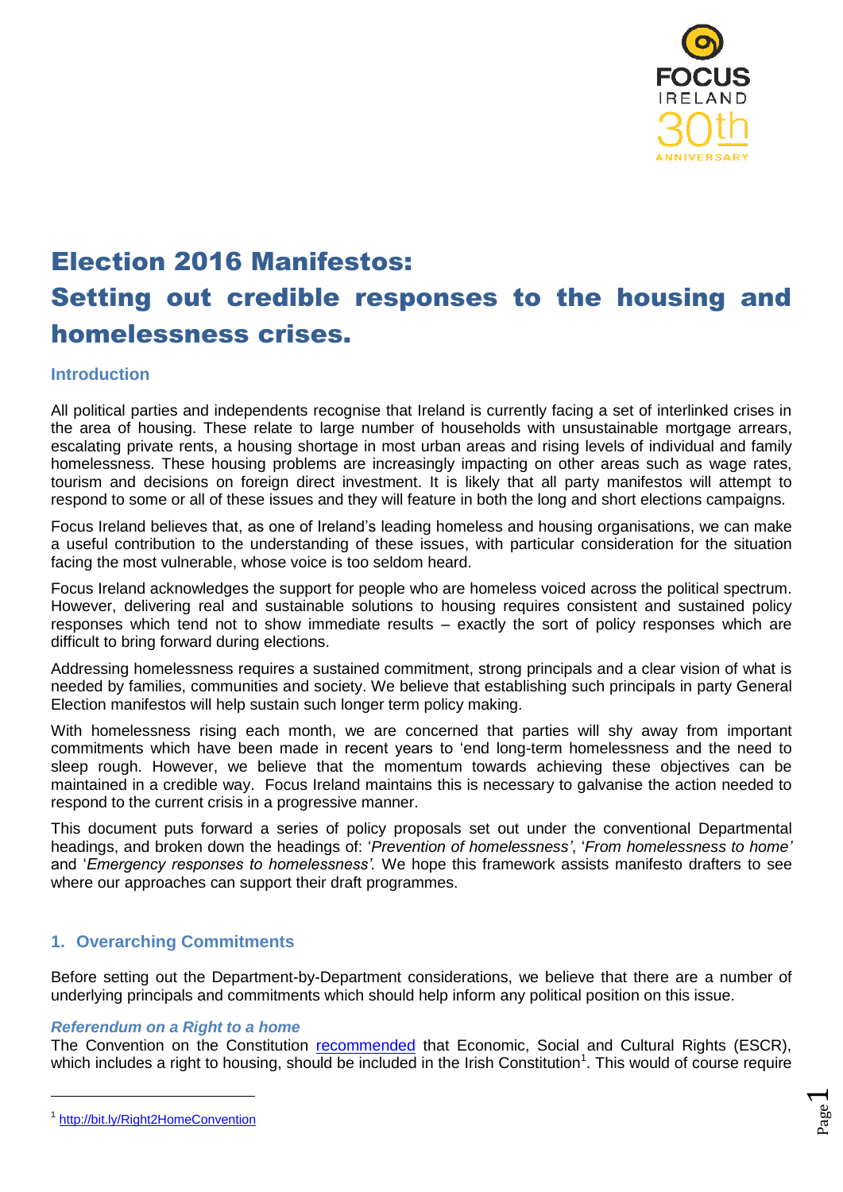# Election 2016 Manifestos: Setting out credible responses to the housing and homelessness crises.

## Introduction

All political parties and independents recognise that Ireland is currently facing a set of interlinked crises in the area of housing. These relate to large number of households with unsustainable mortgage arrears, escalating private rents, a housing shortage in most urban areas and rising levels of individual and family homelessness. These housing problems are increasingly impacting on other areas such as wage rates, tourism and decisions on foreign direct investment. It is likely that all party manifestos will attempt to respond to some or all of these issues and they will feature in both the long and short elections campaigns.

Focus Ireland believes that, as one of Ireland's leading homeless and housing organisations, we can make a useful contribution to the understanding of these issues, with particular consideration for the situation facing the most vulnerable, whose voice is too seldom heard.

Focus Ireland acknowledges the support for people who are homeless voiced across the political spectrum. However, delivering real and sustainable solutions to housing requires consistent and sustained policy responses which tend not to show immediate results – exactly the sort of policy responses which are difficult to bring forward during elections.

Addressing homelessness requires a sustained commitment, strong principals and a clear vision of what is needed by families, communities and society. We believe that establishing such principals in party General Election manifestos will help sustain such longer term policy making.

With homelessness rising each month, we are concerned that parties will shy away from important commitments which have been made in recent years to 'end long-term homelessness and the need to sleep rough. However, we believe that the momentum towards achieving these objectives can be maintained in a credible way. Focus Ireland maintains this is necessary to galvanise the action needed to respond to the current crisis in a progressive manner.

This document puts forward a series of policy proposals set out under the conventional Departmental headings, and broken down the headings of: '*Prevention of homelessness*', '*From homelessness to home'* and '*Emergency responses to homelessness'*. We hope this framework assists manifesto drafters to see where our approaches can support their draft programmes.

## 1. Overarching Commitments

Before setting out the Department-by-Department considerations, we believe that there are a number of underlying principals and commitments which should help inform any political position on this issue.

### *Referendum on a Right to a home*

The Convention on the Constitution recommended that Economic, Social and Cultural Rights (ESCR), which includes a right to housing, should be included in the Irish Constitution[1]. This would of course require

[1] http://bit.ly/Right2HomeConvention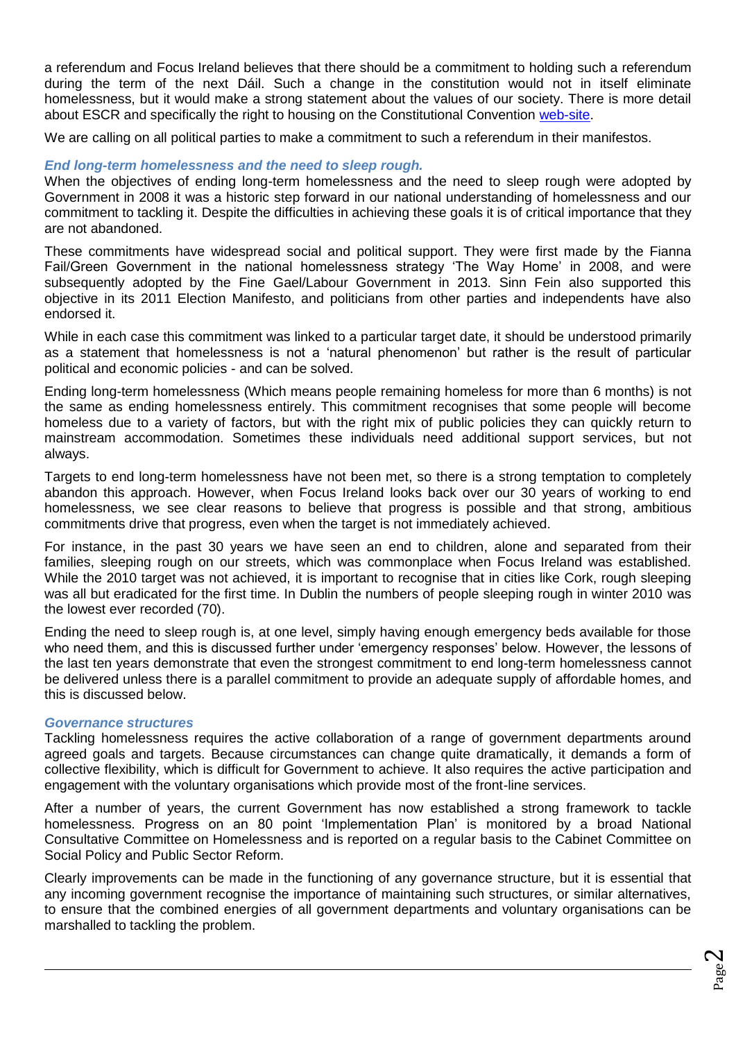a referendum and Focus Ireland believes that there should be a commitment to holding such a referendum during the term of the next Dáil. Such a change in the constitution would not in itself eliminate homelessness, but it would make a strong statement about the values of our society. There is more detail about ESCR and specifically the right to housing on the Constitutional Convention web-site.

We are calling on all political parties to make a commitment to such a referendum in their manifestos.

### *End long-term homelessness and the need to sleep rough.*

When the objectives of ending long-term homelessness and the need to sleep rough were adopted by Government in 2008 it was a historic step forward in our national understanding of homelessness and our commitment to tackling it. Despite the difficulties in achieving these goals it is of critical importance that they are not abandoned.

These commitments have widespread social and political support. They were first made by the Fianna Fail/Green Government in the national homelessness strategy 'The Way Home' in 2008, and were subsequently adopted by the Fine Gael/Labour Government in 2013. Sinn Fein also supported this objective in its 2011 Election Manifesto, and politicians from other parties and independents have also endorsed it.

While in each case this commitment was linked to a particular target date, it should be understood primarily as a statement that homelessness is not a 'natural phenomenon' but rather is the result of particular political and economic policies - and can be solved.

Ending long-term homelessness (Which means people remaining homeless for more than 6 months) is not the same as ending homelessness entirely. This commitment recognises that some people will become homeless due to a variety of factors, but with the right mix of public policies they can quickly return to mainstream accommodation. Sometimes these individuals need additional support services, but not always.

Targets to end long-term homelessness have not been met, so there is a strong temptation to completely abandon this approach. However, when Focus Ireland looks back over our 30 years of working to end homelessness, we see clear reasons to believe that progress is possible and that strong, ambitious commitments drive that progress, even when the target is not immediately achieved.

For instance, in the past 30 years we have seen an end to children, alone and separated from their families, sleeping rough on our streets, which was commonplace when Focus Ireland was established. While the 2010 target was not achieved, it is important to recognise that in cities like Cork, rough sleeping was all but eradicated for the first time. In Dublin the numbers of people sleeping rough in winter 2010 was the lowest ever recorded (70).

Ending the need to sleep rough is, at one level, simply having enough emergency beds available for those who need them, and this is discussed further under 'emergency responses' below. However, the lessons of the last ten years demonstrate that even the strongest commitment to end long-term homelessness cannot be delivered unless there is a parallel commitment to provide an adequate supply of affordable homes, and this is discussed below.

### *Governance structures*

Tackling homelessness requires the active collaboration of a range of government departments around agreed goals and targets. Because circumstances can change quite dramatically, it demands a form of collective flexibility, which is difficult for Government to achieve. It also requires the active participation and engagement with the voluntary organisations which provide most of the front-line services.

After a number of years, the current Government has now established a strong framework to tackle homelessness. Progress on an 80 point 'Implementation Plan' is monitored by a broad National Consultative Committee on Homelessness and is reported on a regular basis to the Cabinet Committee on Social Policy and Public Sector Reform.

Clearly improvements can be made in the functioning of any governance structure, but it is essential that any incoming government recognise the importance of maintaining such structures, or similar alternatives, to ensure that the combined energies of all government departments and voluntary organisations can be marshalled to tackling the problem.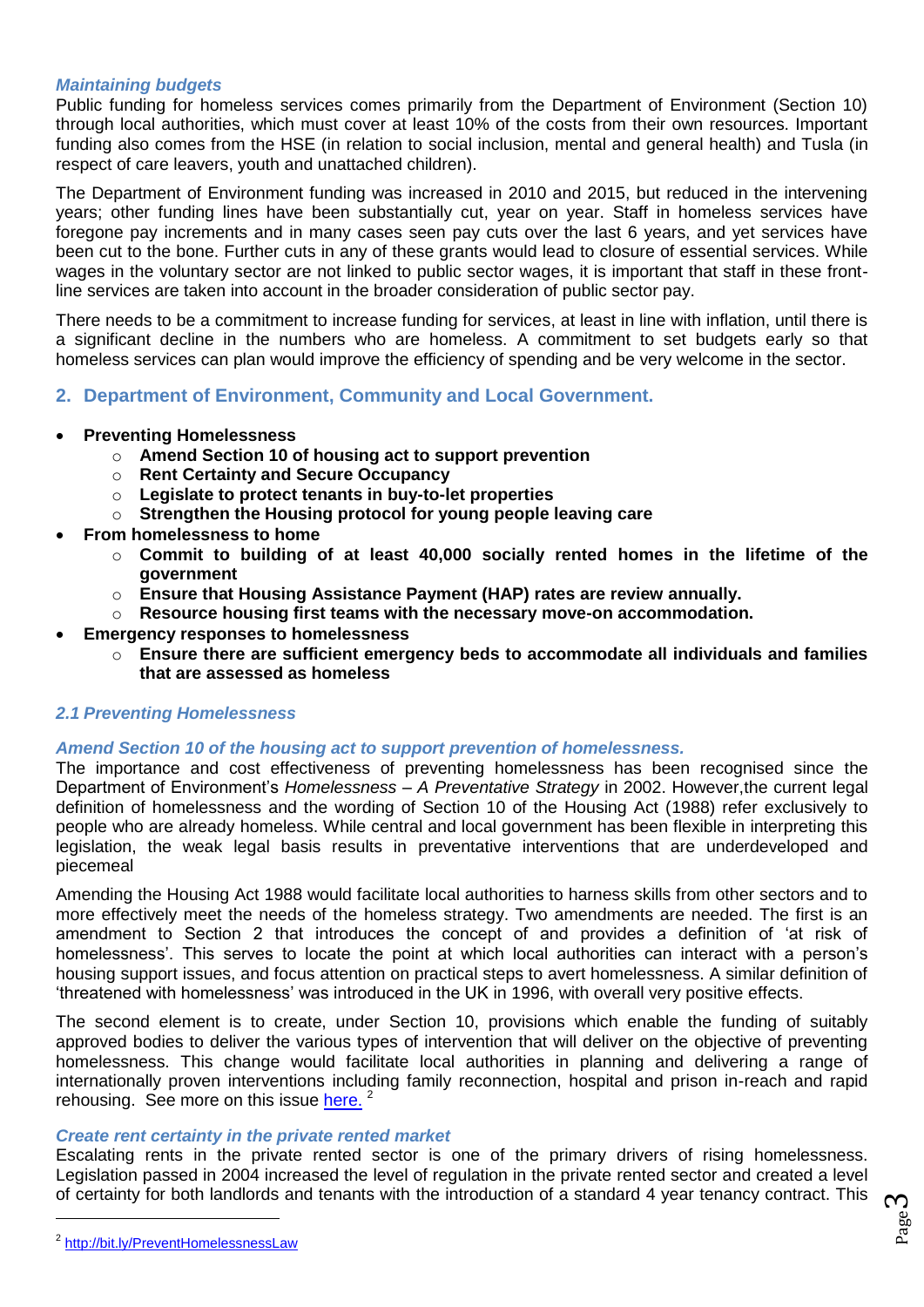*Maintaining budgets*

Public funding for homeless services comes primarily from the Department of Environment (Section 10) through local authorities, which must cover at least 10% of the costs from their own resources. Important funding also comes from the HSE (in relation to social inclusion, mental and general health) and Tusla (in respect of care leavers, youth and unattached children).

The Department of Environment funding was increased in 2010 and 2015, but reduced in the intervening years; other funding lines have been substantially cut, year on year. Staff in homeless services have foregone pay increments and in many cases seen pay cuts over the last 6 years, and yet services have been cut to the bone. Further cuts in any of these grants would lead to closure of essential services. While wages in the voluntary sector are not linked to public sector wages, it is important that staff in these front-line services are taken into account in the broader consideration of public sector pay.

There needs to be a commitment to increase funding for services, at least in line with inflation, until there is a significant decline in the numbers who are homeless. A commitment to set budgets early so that homeless services can plan would improve the efficiency of spending and be very welcome in the sector.

## 2. Department of Environment, Community and Local Government.

- **Preventing Homelessness**
  - **Amend Section 10 of housing act to support prevention**
  - **Rent Certainty and Secure Occupancy**
  - **Legislate to protect tenants in buy-to-let properties**
  - **Strengthen the Housing protocol for young people leaving care**
- **From homelessness to home**
  - **Commit to building of at least 40,000 socially rented homes in the lifetime of the government**
  - **Ensure that Housing Assistance Payment (HAP) rates are review annually.**
  - **Resource housing first teams with the necessary move-on accommodation.**
- **Emergency responses to homelessness**
  - **Ensure there are sufficient emergency beds to accommodate all individuals and families that are assessed as homeless**

### *2.1 Preventing Homelessness*

*Amend Section 10 of the housing act to support prevention of homelessness.*

The importance and cost effectiveness of preventing homelessness has been recognised since the Department of Environment's *Homelessness – A Preventative Strategy* in 2002. However,the current legal definition of homelessness and the wording of Section 10 of the Housing Act (1988) refer exclusively to people who are already homeless. While central and local government has been flexible in interpreting this legislation, the weak legal basis results in preventative interventions that are underdeveloped and piecemeal

Amending the Housing Act 1988 would facilitate local authorities to harness skills from other sectors and to more effectively meet the needs of the homeless strategy. Two amendments are needed. The first is an amendment to Section 2 that introduces the concept of and provides a definition of 'at risk of homelessness'. This serves to locate the point at which local authorities can interact with a person's housing support issues, and focus attention on practical steps to avert homelessness. A similar definition of 'threatened with homelessness' was introduced in the UK in 1996, with overall very positive effects.

The second element is to create, under Section 10, provisions which enable the funding of suitably approved bodies to deliver the various types of intervention that will deliver on the objective of preventing homelessness. This change would facilitate local authorities in planning and delivering a range of internationally proven interventions including family reconnection, hospital and prison in-reach and rapid rehousing. See more on this issue here. [2]

*Create rent certainty in the private rented market*

Escalating rents in the private rented sector is one of the primary drivers of rising homelessness. Legislation passed in 2004 increased the level of regulation in the private rented sector and created a level of certainty for both landlords and tenants with the introduction of a standard 4 year tenancy contract. This

[2] http://bit.ly/PreventHomelessnessLaw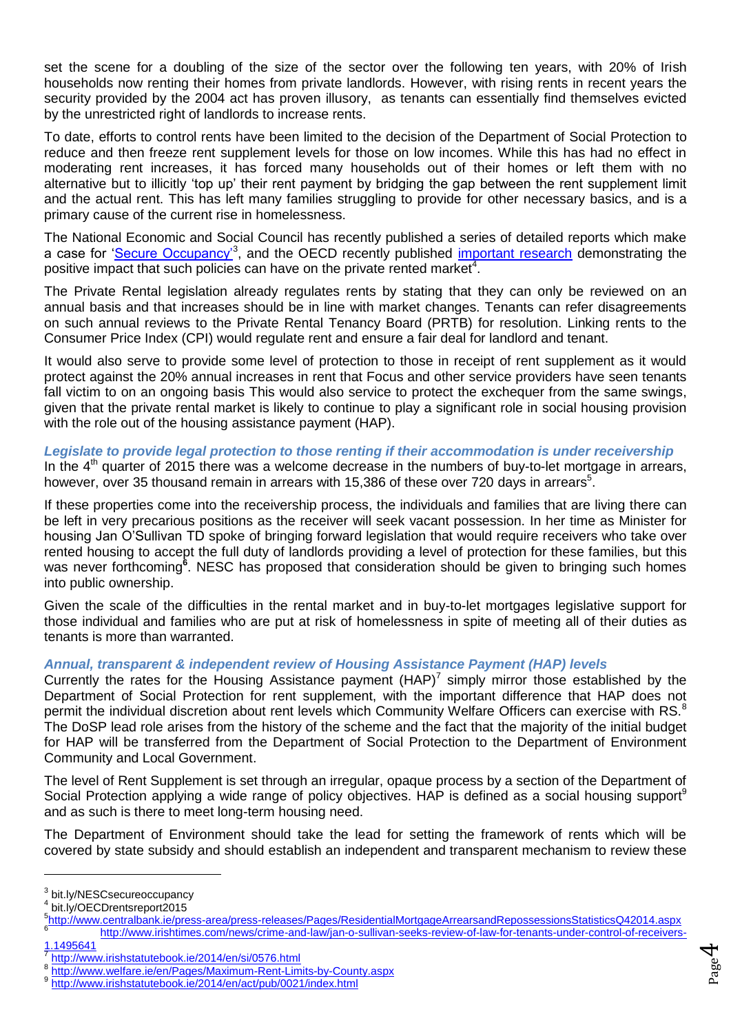set the scene for a doubling of the size of the sector over the following ten years, with 20% of Irish households now renting their homes from private landlords. However, with rising rents in recent years the security provided by the 2004 act has proven illusory, as tenants can essentially find themselves evicted by the unrestricted right of landlords to increase rents.

To date, efforts to control rents have been limited to the decision of the Department of Social Protection to reduce and then freeze rent supplement levels for those on low incomes. While this has had no effect in moderating rent increases, it has forced many households out of their homes or left them with no alternative but to illicitly 'top up' their rent payment by bridging the gap between the rent supplement limit and the actual rent. This has left many families struggling to provide for other necessary basics, and is a primary cause of the current rise in homelessness.

The National Economic and Social Council has recently published a series of detailed reports which make a case for '[Secure Occupancy](bit.ly/NESCsecureoccupancy)'[3], and the OECD recently published [important research](bit.ly/OECDrentsreport2015) demonstrating the positive impact that such policies can have on the private rented market[4].

The Private Rental legislation already regulates rents by stating that they can only be reviewed on an annual basis and that increases should be in line with market changes. Tenants can refer disagreements on such annual reviews to the Private Rental Tenancy Board (PRTB) for resolution. Linking rents to the Consumer Price Index (CPI) would regulate rent and ensure a fair deal for landlord and tenant.

It would also serve to provide some level of protection to those in receipt of rent supplement as it would protect against the 20% annual increases in rent that Focus and other service providers have seen tenants fall victim to on an ongoing basis This would also service to protect the exchequer from the same swings, given that the private rental market is likely to continue to play a significant role in social housing provision with the role out of the housing assistance payment (HAP).

### *Legislate to provide legal protection to those renting if their accommodation is under receivership*

In the 4th quarter of 2015 there was a welcome decrease in the numbers of buy-to-let mortgage in arrears, however, over 35 thousand remain in arrears with 15,386 of these over 720 days in arrears[5].

If these properties come into the receivership process, the individuals and families that are living there can be left in very precarious positions as the receiver will seek vacant possession. In her time as Minister for housing Jan O'Sullivan TD spoke of bringing forward legislation that would require receivers who take over rented housing to accept the full duty of landlords providing a level of protection for these families, but this was never forthcoming[6]. NESC has proposed that consideration should be given to bringing such homes into public ownership.

Given the scale of the difficulties in the rental market and in buy-to-let mortgages legislative support for those individual and families who are put at risk of homelessness in spite of meeting all of their duties as tenants is more than warranted.

### *Annual, transparent & independent review of Housing Assistance Payment (HAP) levels*

Currently the rates for the Housing Assistance payment (HAP)[7] simply mirror those established by the Department of Social Protection for rent supplement, with the important difference that HAP does not permit the individual discretion about rent levels which Community Welfare Officers can exercise with RS.[8] The DoSP lead role arises from the history of the scheme and the fact that the majority of the initial budget for HAP will be transferred from the Department of Social Protection to the Department of Environment Community and Local Government.

The level of Rent Supplement is set through an irregular, opaque process by a section of the Department of Social Protection applying a wide range of policy objectives. HAP is defined as a social housing support[9] and as such is there to meet long-term housing need.

The Department of Environment should take the lead for setting the framework of rents which will be covered by state subsidy and should establish an independent and transparent mechanism to review these

---

[3] bit.ly/NESCsecureoccupancy

[4] bit.ly/OECDrentsreport2015

[5] http://www.centralbank.ie/press-area/press-releases/Pages/ResidentialMortgageArrearsandRepossessionsStatisticsQ42014.aspx

[6] http://www.irishtimes.com/news/crime-and-law/jan-o-sullivan-seeks-review-of-law-for-tenants-under-control-of-receivers-1.1495641

[7] http://www.irishstatutebook.ie/2014/en/si/0576.html

[8] http://www.welfare.ie/en/Pages/Maximum-Rent-Limits-by-County.aspx

[9] http://www.irishstatutebook.ie/2014/en/act/pub/0021/index.html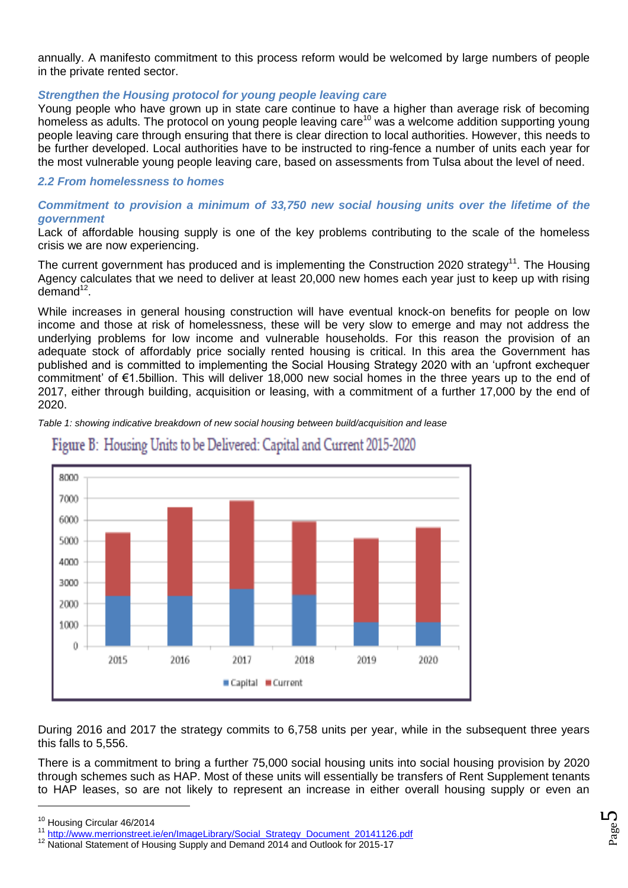annually. A manifesto commitment to this process reform would be welcomed by large numbers of people in the private rented sector.

### *Strengthen the Housing protocol for young people leaving care*

Young people who have grown up in state care continue to have a higher than average risk of becoming homeless as adults. The protocol on young people leaving care[10] was a welcome addition supporting young people leaving care through ensuring that there is clear direction to local authorities. However, this needs to be further developed. Local authorities have to be instructed to ring-fence a number of units each year for the most vulnerable young people leaving care, based on assessments from Tulsa about the level of need.

## *2.2 From homelessness to homes*

### *Commitment to provision a minimum of 33,750 new social housing units over the lifetime of the government*

Lack of affordable housing supply is one of the key problems contributing to the scale of the homeless crisis we are now experiencing.

The current government has produced and is implementing the Construction 2020 strategy[11]. The Housing Agency calculates that we need to deliver at least 20,000 new homes each year just to keep up with rising demand[12].

While increases in general housing construction will have eventual knock-on benefits for people on low income and those at risk of homelessness, these will be very slow to emerge and may not address the underlying problems for low income and vulnerable households. For this reason the provision of an adequate stock of affordably price socially rented housing is critical. In this area the Government has published and is committed to implementing the Social Housing Strategy 2020 with an 'upfront exchequer commitment' of €1.5billion. This will deliver 18,000 new social homes in the three years up to the end of 2017, either through building, acquisition or leasing, with a commitment of a further 17,000 by the end of 2020.

*Table 1: showing indicative breakdown of new social housing between build/acquisition and lease*

Figure B: Housing Units to be Delivered: Capital and Current 2015-2020

| Year | Capital | Current |
|---|---|---|
| 2015 | ~2400 | ~3000 |
| 2016 | ~2400 | ~4200 |
| 2017 | ~2700 | ~4200 |
| 2018 | ~2450 | ~3450 |
| 2019 | ~1150 | ~3950 |
| 2020 | ~1150 | ~4450 |

During 2016 and 2017 the strategy commits to 6,758 units per year, while in the subsequent three years this falls to 5,556.

There is a commitment to bring a further 75,000 social housing units into social housing provision by 2020 through schemes such as HAP. Most of these units will essentially be transfers of Rent Supplement tenants to HAP leases, so are not likely to represent an increase in either overall housing supply or even an

---

[10] Housing Circular 46/2014

[11] http://www.merrionstreet.ie/en/ImageLibrary/Social_Strategy_Document_20141126.pdf

[12] National Statement of Housing Supply and Demand 2014 and Outlook for 2015-17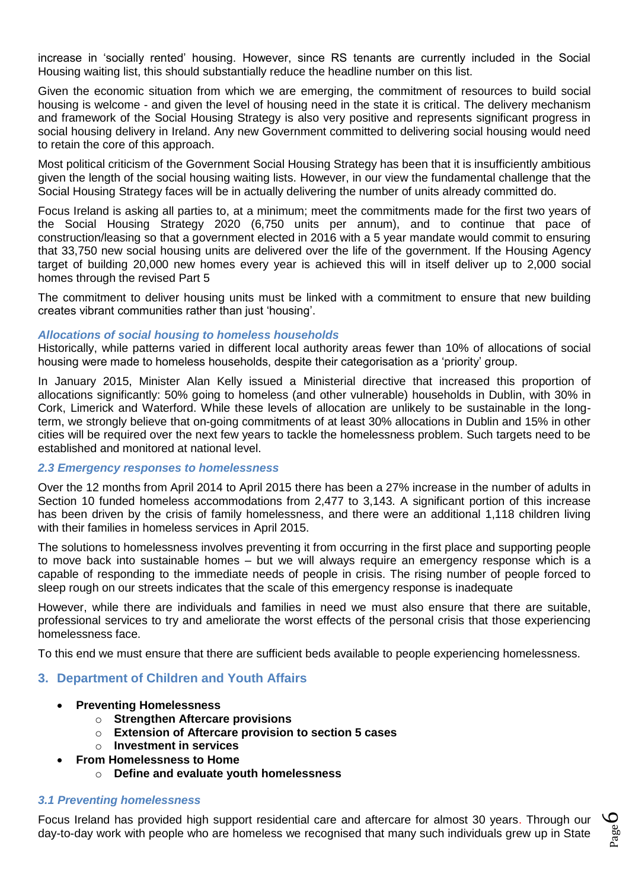increase in 'socially rented' housing. However, since RS tenants are currently included in the Social Housing waiting list, this should substantially reduce the headline number on this list.

Given the economic situation from which we are emerging, the commitment of resources to build social housing is welcome - and given the level of housing need in the state it is critical. The delivery mechanism and framework of the Social Housing Strategy is also very positive and represents significant progress in social housing delivery in Ireland. Any new Government committed to delivering social housing would need to retain the core of this approach.

Most political criticism of the Government Social Housing Strategy has been that it is insufficiently ambitious given the length of the social housing waiting lists. However, in our view the fundamental challenge that the Social Housing Strategy faces will be in actually delivering the number of units already committed do.

Focus Ireland is asking all parties to, at a minimum; meet the commitments made for the first two years of the Social Housing Strategy 2020 (6,750 units per annum), and to continue that pace of construction/leasing so that a government elected in 2016 with a 5 year mandate would commit to ensuring that 33,750 new social housing units are delivered over the life of the government. If the Housing Agency target of building 20,000 new homes every year is achieved this will in itself deliver up to 2,000 social homes through the revised Part 5

The commitment to deliver housing units must be linked with a commitment to ensure that new building creates vibrant communities rather than just 'housing'.

### *Allocations of social housing to homeless households*

Historically, while patterns varied in different local authority areas fewer than 10% of allocations of social housing were made to homeless households, despite their categorisation as a 'priority' group.

In January 2015, Minister Alan Kelly issued a Ministerial directive that increased this proportion of allocations significantly: 50% going to homeless (and other vulnerable) households in Dublin, with 30% in Cork, Limerick and Waterford. While these levels of allocation are unlikely to be sustainable in the long-term, we strongly believe that on-going commitments of at least 30% allocations in Dublin and 15% in other cities will be required over the next few years to tackle the homelessness problem. Such targets need to be established and monitored at national level.

### *2.3 Emergency responses to homelessness*

Over the 12 months from April 2014 to April 2015 there has been a 27% increase in the number of adults in Section 10 funded homeless accommodations from 2,477 to 3,143. A significant portion of this increase has been driven by the crisis of family homelessness, and there were an additional 1,118 children living with their families in homeless services in April 2015.

The solutions to homelessness involves preventing it from occurring in the first place and supporting people to move back into sustainable homes – but we will always require an emergency response which is a capable of responding to the immediate needs of people in crisis. The rising number of people forced to sleep rough on our streets indicates that the scale of this emergency response is inadequate

However, while there are individuals and families in need we must also ensure that there are suitable, professional services to try and ameliorate the worst effects of the personal crisis that those experiencing homelessness face.

To this end we must ensure that there are sufficient beds available to people experiencing homelessness.

## 3. Department of Children and Youth Affairs

- **Preventing Homelessness**
  - **Strengthen Aftercare provisions**
  - **Extension of Aftercare provision to section 5 cases**
  - **Investment in services**
- **From Homelessness to Home**
  - **Define and evaluate youth homelessness**

### *3.1 Preventing homelessness*

Focus Ireland has provided high support residential care and aftercare for almost 30 years. Through our day-to-day work with people who are homeless we recognised that many such individuals grew up in State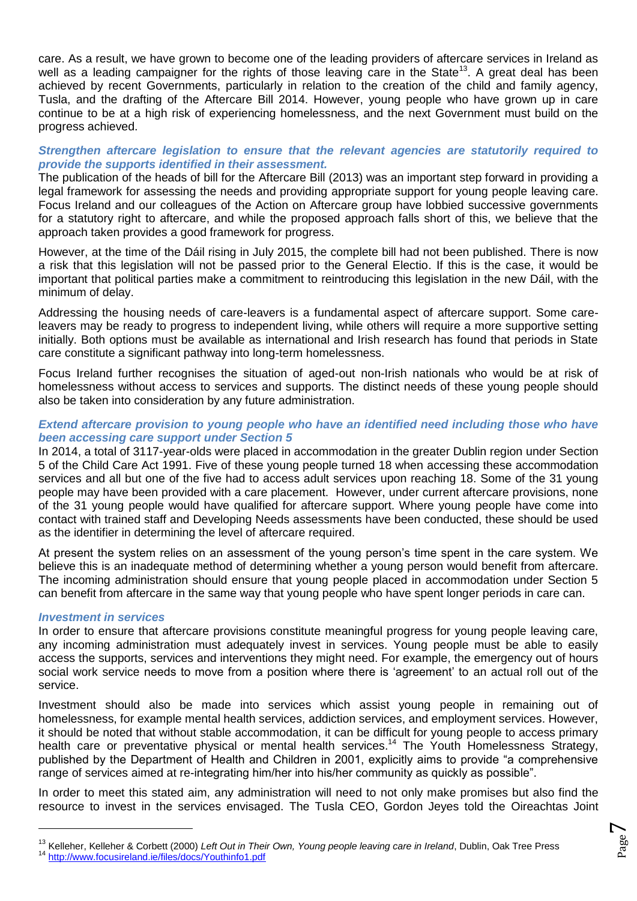care. As a result, we have grown to become one of the leading providers of aftercare services in Ireland as well as a leading campaigner for the rights of those leaving care in the State[13]. A great deal has been achieved by recent Governments, particularly in relation to the creation of the child and family agency, Tusla, and the drafting of the Aftercare Bill 2014. However, young people who have grown up in care continue to be at a high risk of experiencing homelessness, and the next Government must build on the progress achieved.

***Strengthen aftercare legislation to ensure that the relevant agencies are statutorily required to provide the supports identified in their assessment.***

The publication of the heads of bill for the Aftercare Bill (2013) was an important step forward in providing a legal framework for assessing the needs and providing appropriate support for young people leaving care. Focus Ireland and our colleagues of the Action on Aftercare group have lobbied successive governments for a statutory right to aftercare, and while the proposed approach falls short of this, we believe that the approach taken provides a good framework for progress.

However, at the time of the Dáil rising in July 2015, the complete bill had not been published. There is now a risk that this legislation will not be passed prior to the General Electio. If this is the case, it would be important that political parties make a commitment to reintroducing this legislation in the new Dáil, with the minimum of delay.

Addressing the housing needs of care-leavers is a fundamental aspect of aftercare support. Some care-leavers may be ready to progress to independent living, while others will require a more supportive setting initially. Both options must be available as international and Irish research has found that periods in State care constitute a significant pathway into long-term homelessness.

Focus Ireland further recognises the situation of aged-out non-Irish nationals who would be at risk of homelessness without access to services and supports. The distinct needs of these young people should also be taken into consideration by any future administration.

***Extend aftercare provision to young people who have an identified need including those who have been accessing care support under Section 5***

In 2014, a total of 3117-year-olds were placed in accommodation in the greater Dublin region under Section 5 of the Child Care Act 1991. Five of these young people turned 18 when accessing these accommodation services and all but one of the five had to access adult services upon reaching 18. Some of the 31 young people may have been provided with a care placement. However, under current aftercare provisions, none of the 31 young people would have qualified for aftercare support. Where young people have come into contact with trained staff and Developing Needs assessments have been conducted, these should be used as the identifier in determining the level of aftercare required.

At present the system relies on an assessment of the young person's time spent in the care system. We believe this is an inadequate method of determining whether a young person would benefit from aftercare. The incoming administration should ensure that young people placed in accommodation under Section 5 can benefit from aftercare in the same way that young people who have spent longer periods in care can.

***Investment in services***

In order to ensure that aftercare provisions constitute meaningful progress for young people leaving care, any incoming administration must adequately invest in services. Young people must be able to easily access the supports, services and interventions they might need. For example, the emergency out of hours social work service needs to move from a position where there is 'agreement' to an actual roll out of the service.

Investment should also be made into services which assist young people in remaining out of homelessness, for example mental health services, addiction services, and employment services. However, it should be noted that without stable accommodation, it can be difficult for young people to access primary health care or preventative physical or mental health services.[14] The Youth Homelessness Strategy, published by the Department of Health and Children in 2001, explicitly aims to provide "a comprehensive range of services aimed at re-integrating him/her into his/her community as quickly as possible".

In order to meet this stated aim, any administration will need to not only make promises but also find the resource to invest in the services envisaged. The Tusla CEO, Gordon Jeyes told the Oireachtas Joint

---

[13] Kelleher, Kelleher & Corbett (2000) *Left Out in Their Own, Young people leaving care in Ireland*, Dublin, Oak Tree Press

[14] http://www.focusireland.ie/files/docs/Youthinfo1.pdf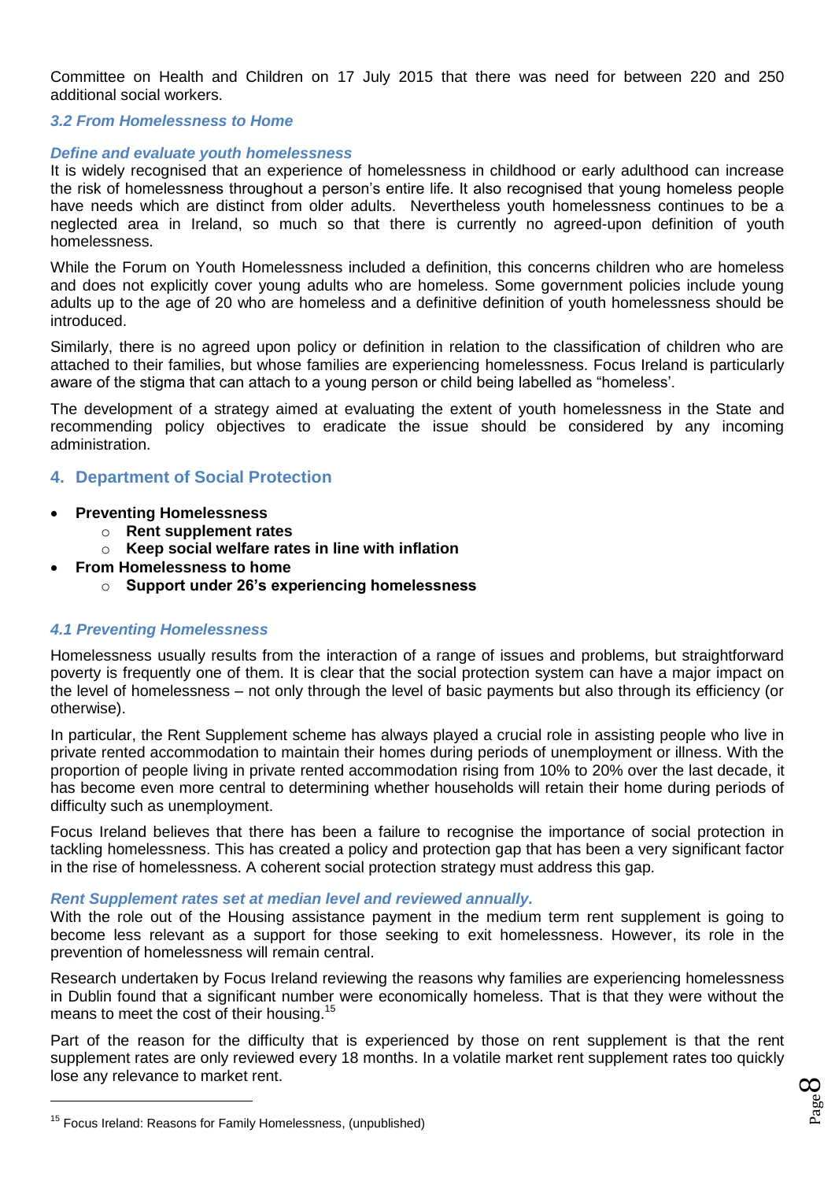Committee on Health and Children on 17 July 2015 that there was need for between 220 and 250 additional social workers.

### *3.2 From Homelessness to Home*

#### *Define and evaluate youth homelessness*

It is widely recognised that an experience of homelessness in childhood or early adulthood can increase the risk of homelessness throughout a person's entire life. It also recognised that young homeless people have needs which are distinct from older adults. Nevertheless youth homelessness continues to be a neglected area in Ireland, so much so that there is currently no agreed-upon definition of youth homelessness.

While the Forum on Youth Homelessness included a definition, this concerns children who are homeless and does not explicitly cover young adults who are homeless. Some government policies include young adults up to the age of 20 who are homeless and a definitive definition of youth homelessness should be introduced.

Similarly, there is no agreed upon policy or definition in relation to the classification of children who are attached to their families, but whose families are experiencing homelessness. Focus Ireland is particularly aware of the stigma that can attach to a young person or child being labelled as "homeless'.

The development of a strategy aimed at evaluating the extent of youth homelessness in the State and recommending policy objectives to eradicate the issue should be considered by any incoming administration.

## 4. Department of Social Protection

- **Preventing Homelessness**
  - **Rent supplement rates**
  - **Keep social welfare rates in line with inflation**
- **From Homelessness to home**
  - **Support under 26's experiencing homelessness**

### *4.1 Preventing Homelessness*

Homelessness usually results from the interaction of a range of issues and problems, but straightforward poverty is frequently one of them. It is clear that the social protection system can have a major impact on the level of homelessness – not only through the level of basic payments but also through its efficiency (or otherwise).

In particular, the Rent Supplement scheme has always played a crucial role in assisting people who live in private rented accommodation to maintain their homes during periods of unemployment or illness. With the proportion of people living in private rented accommodation rising from 10% to 20% over the last decade, it has become even more central to determining whether households will retain their home during periods of difficulty such as unemployment.

Focus Ireland believes that there has been a failure to recognise the importance of social protection in tackling homelessness. This has created a policy and protection gap that has been a very significant factor in the rise of homelessness. A coherent social protection strategy must address this gap.

#### *Rent Supplement rates set at median level and reviewed annually.*

With the role out of the Housing assistance payment in the medium term rent supplement is going to become less relevant as a support for those seeking to exit homelessness. However, its role in the prevention of homelessness will remain central.

Research undertaken by Focus Ireland reviewing the reasons why families are experiencing homelessness in Dublin found that a significant number were economically homeless. That is that they were without the means to meet the cost of their housing.[15]

Part of the reason for the difficulty that is experienced by those on rent supplement is that the rent supplement rates are only reviewed every 18 months. In a volatile market rent supplement rates too quickly lose any relevance to market rent.

---

[15] Focus Ireland: Reasons for Family Homelessness, (unpublished)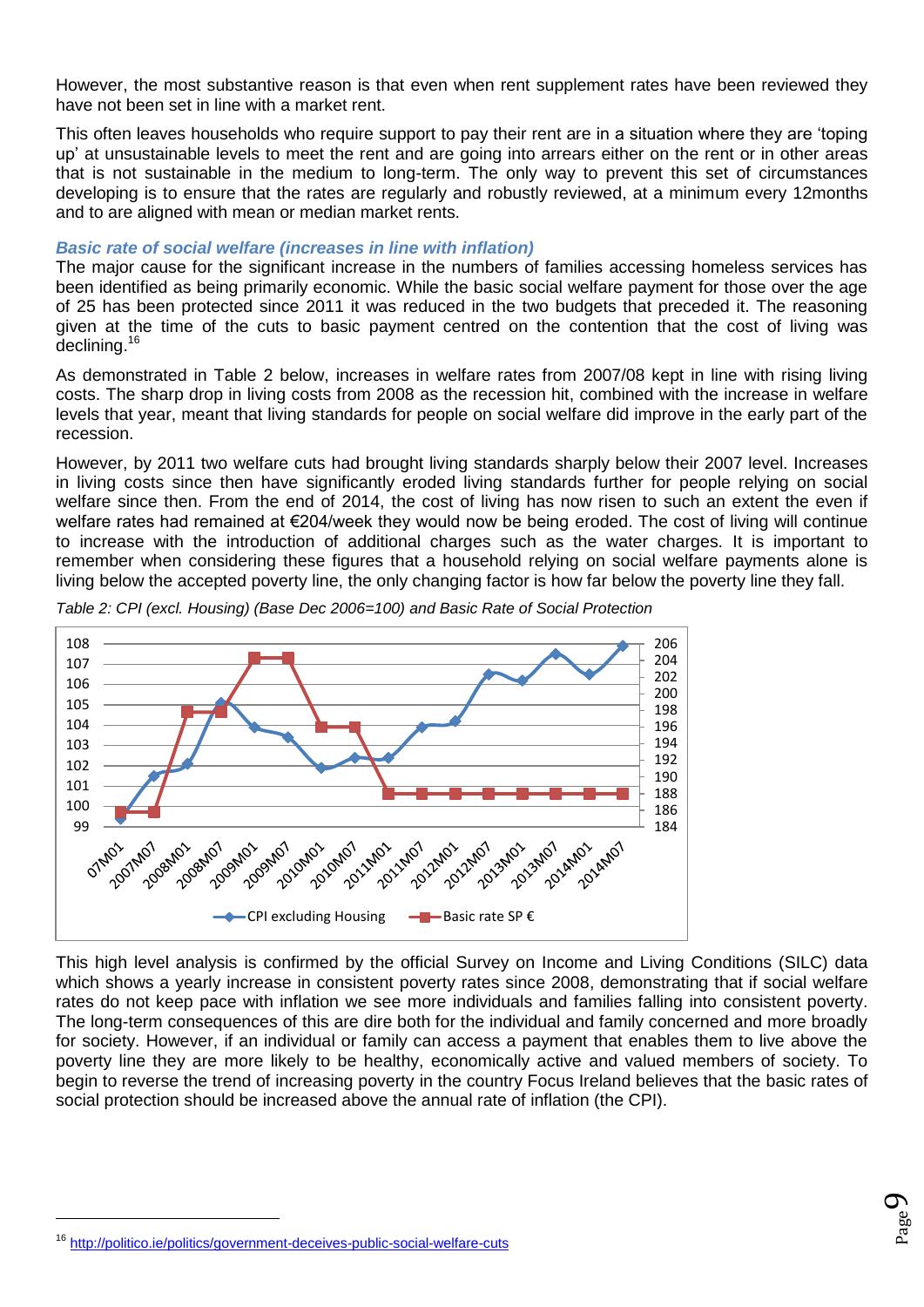However, the most substantive reason is that even when rent supplement rates have been reviewed they have not been set in line with a market rent.

This often leaves households who require support to pay their rent are in a situation where they are 'toping up' at unsustainable levels to meet the rent and are going into arrears either on the rent or in other areas that is not sustainable in the medium to long-term. The only way to prevent this set of circumstances developing is to ensure that the rates are regularly and robustly reviewed, at a minimum every 12months and to are aligned with mean or median market rents.

### *Basic rate of social welfare (increases in line with inflation)*

The major cause for the significant increase in the numbers of families accessing homeless services has been identified as being primarily economic. While the basic social welfare payment for those over the age of 25 has been protected since 2011 it was reduced in the two budgets that preceded it. The reasoning given at the time of the cuts to basic payment centred on the contention that the cost of living was declining.[16]

As demonstrated in Table 2 below, increases in welfare rates from 2007/08 kept in line with rising living costs. The sharp drop in living costs from 2008 as the recession hit, combined with the increase in welfare levels that year, meant that living standards for people on social welfare did improve in the early part of the recession.

However, by 2011 two welfare cuts had brought living standards sharply below their 2007 level. Increases in living costs since then have significantly eroded living standards further for people relying on social welfare since then. From the end of 2014, the cost of living has now risen to such an extent the even if welfare rates had remained at €204/week they would now be being eroded. The cost of living will continue to increase with the introduction of additional charges such as the water charges. It is important to remember when considering these figures that a household relying on social welfare payments alone is living below the accepted poverty line, the only changing factor is how far below the poverty line they fall.

*Table 2: CPI (excl. Housing) (Base Dec 2006=100) and Basic Rate of Social Protection*

This high level analysis is confirmed by the official Survey on Income and Living Conditions (SILC) data which shows a yearly increase in consistent poverty rates since 2008, demonstrating that if social welfare rates do not keep pace with inflation we see more individuals and families falling into consistent poverty. The long-term consequences of this are dire both for the individual and family concerned and more broadly for society. However, if an individual or family can access a payment that enables them to live above the poverty line they are more likely to be healthy, economically active and valued members of society. To begin to reverse the trend of increasing poverty in the country Focus Ireland believes that the basic rates of social protection should be increased above the annual rate of inflation (the CPI).

---

[16] http://politico.ie/politics/government-deceives-public-social-welfare-cuts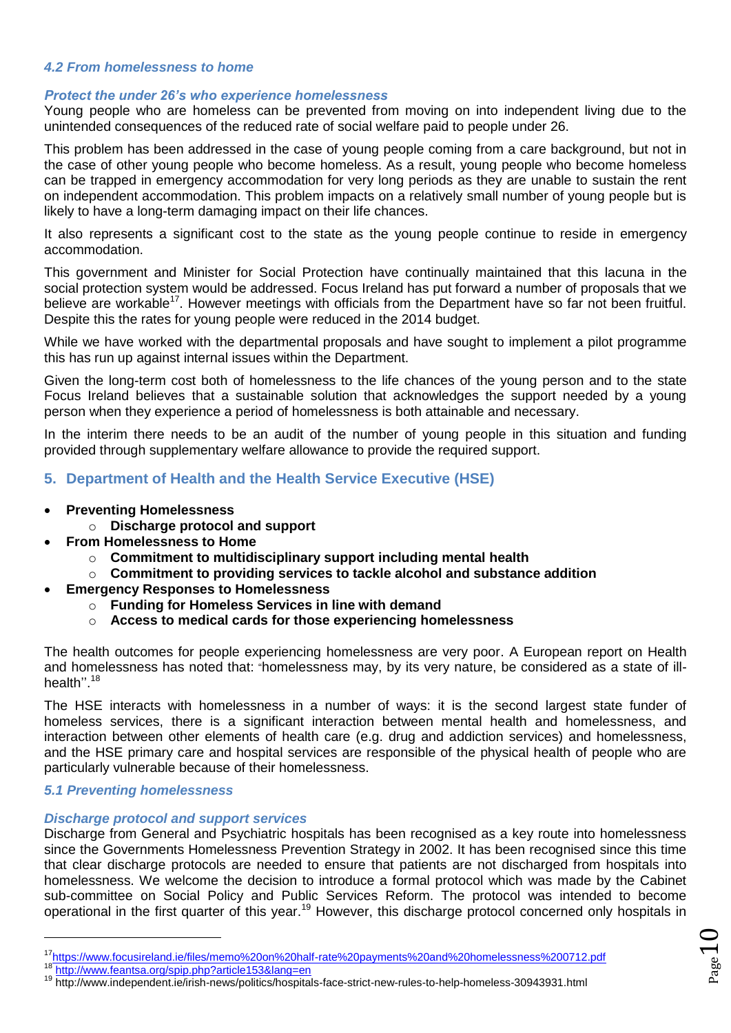### *4.2 From homelessness to home*

***Protect the under 26's who experience homelessness***

Young people who are homeless can be prevented from moving on into independent living due to the unintended consequences of the reduced rate of social welfare paid to people under 26.

This problem has been addressed in the case of young people coming from a care background, but not in the case of other young people who become homeless. As a result, young people who become homeless can be trapped in emergency accommodation for very long periods as they are unable to sustain the rent on independent accommodation. This problem impacts on a relatively small number of young people but is likely to have a long-term damaging impact on their life chances.

It also represents a significant cost to the state as the young people continue to reside in emergency accommodation.

This government and Minister for Social Protection have continually maintained that this lacuna in the social protection system would be addressed. Focus Ireland has put forward a number of proposals that we believe are workable[17]. However meetings with officials from the Department have so far not been fruitful. Despite this the rates for young people were reduced in the 2014 budget.

While we have worked with the departmental proposals and have sought to implement a pilot programme this has run up against internal issues within the Department.

Given the long-term cost both of homelessness to the life chances of the young person and to the state Focus Ireland believes that a sustainable solution that acknowledges the support needed by a young person when they experience a period of homelessness is both attainable and necessary.

In the interim there needs to be an audit of the number of young people in this situation and funding provided through supplementary welfare allowance to provide the required support.

## 5. Department of Health and the Health Service Executive (HSE)

- **Preventing Homelessness**
  - **Discharge protocol and support**
- **From Homelessness to Home**
  - **Commitment to multidisciplinary support including mental health**
  - **Commitment to providing services to tackle alcohol and substance addition**
- **Emergency Responses to Homelessness**
  - **Funding for Homeless Services in line with demand**
  - **Access to medical cards for those experiencing homelessness**

The health outcomes for people experiencing homelessness are very poor. A European report on Health and homelessness has noted that: "homelessness may, by its very nature, be considered as a state of ill-health''.[18]

The HSE interacts with homelessness in a number of ways: it is the second largest state funder of homeless services, there is a significant interaction between mental health and homelessness, and interaction between other elements of health care (e.g. drug and addiction services) and homelessness, and the HSE primary care and hospital services are responsible of the physical health of people who are particularly vulnerable because of their homelessness.

### *5.1 Preventing homelessness*

***Discharge protocol and support services***

Discharge from General and Psychiatric hospitals has been recognised as a key route into homelessness since the Governments Homelessness Prevention Strategy in 2002. It has been recognised since this time that clear discharge protocols are needed to ensure that patients are not discharged from hospitals into homelessness. We welcome the decision to introduce a formal protocol which was made by the Cabinet sub-committee on Social Policy and Public Services Reform. The protocol was intended to become operational in the first quarter of this year.[19] However, this discharge protocol concerned only hospitals in

---

[17] https://www.focusireland.ie/files/memo%20on%20half-rate%20payments%20and%20homelessness%200712.pdf

[18] http://www.feantsa.org/spip.php?article153&lang=en

[19] http://www.independent.ie/irish-news/politics/hospitals-face-strict-new-rules-to-help-homeless-30943931.html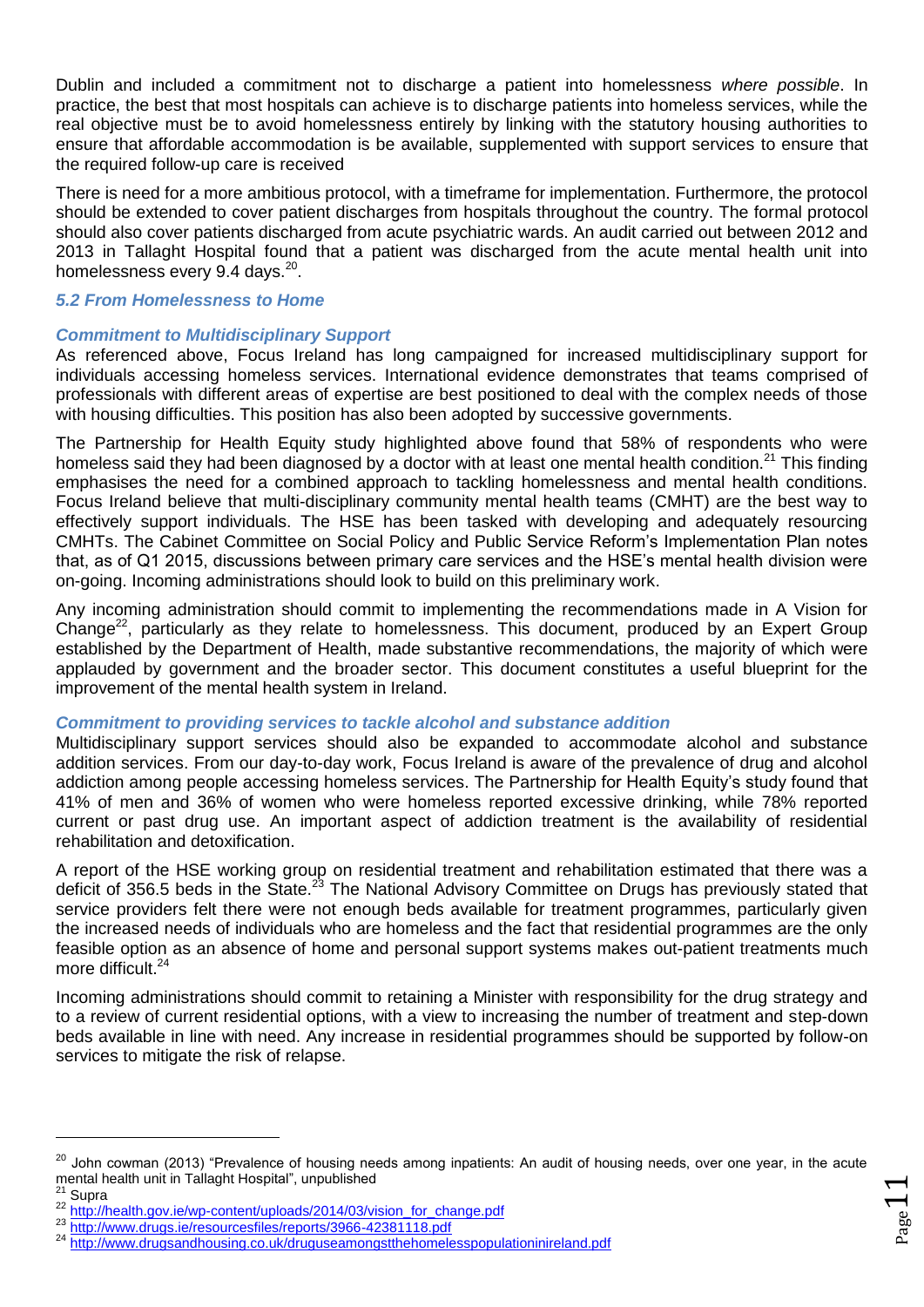Dublin and included a commitment not to discharge a patient into homelessness *where possible*. In practice, the best that most hospitals can achieve is to discharge patients into homeless services, while the real objective must be to avoid homelessness entirely by linking with the statutory housing authorities to ensure that affordable accommodation is be available, supplemented with support services to ensure that the required follow-up care is received

There is need for a more ambitious protocol, with a timeframe for implementation. Furthermore, the protocol should be extended to cover patient discharges from hospitals throughout the country. The formal protocol should also cover patients discharged from acute psychiatric wards. An audit carried out between 2012 and 2013 in Tallaght Hospital found that a patient was discharged from the acute mental health unit into homelessness every 9.4 days.[20].

### *5.2 From Homelessness to Home*

#### *Commitment to Multidisciplinary Support*

As referenced above, Focus Ireland has long campaigned for increased multidisciplinary support for individuals accessing homeless services. International evidence demonstrates that teams comprised of professionals with different areas of expertise are best positioned to deal with the complex needs of those with housing difficulties. This position has also been adopted by successive governments.

The Partnership for Health Equity study highlighted above found that 58% of respondents who were homeless said they had been diagnosed by a doctor with at least one mental health condition.[21] This finding emphasises the need for a combined approach to tackling homelessness and mental health conditions. Focus Ireland believe that multi-disciplinary community mental health teams (CMHT) are the best way to effectively support individuals. The HSE has been tasked with developing and adequately resourcing CMHTs. The Cabinet Committee on Social Policy and Public Service Reform's Implementation Plan notes that, as of Q1 2015, discussions between primary care services and the HSE's mental health division were on-going. Incoming administrations should look to build on this preliminary work.

Any incoming administration should commit to implementing the recommendations made in A Vision for Change[22], particularly as they relate to homelessness. This document, produced by an Expert Group established by the Department of Health, made substantive recommendations, the majority of which were applauded by government and the broader sector. This document constitutes a useful blueprint for the improvement of the mental health system in Ireland.

#### *Commitment to providing services to tackle alcohol and substance addition*

Multidisciplinary support services should also be expanded to accommodate alcohol and substance addition services. From our day-to-day work, Focus Ireland is aware of the prevalence of drug and alcohol addiction among people accessing homeless services. The Partnership for Health Equity's study found that 41% of men and 36% of women who were homeless reported excessive drinking, while 78% reported current or past drug use. An important aspect of addiction treatment is the availability of residential rehabilitation and detoxification.

A report of the HSE working group on residential treatment and rehabilitation estimated that there was a deficit of 356.5 beds in the State.[23] The National Advisory Committee on Drugs has previously stated that service providers felt there were not enough beds available for treatment programmes, particularly given the increased needs of individuals who are homeless and the fact that residential programmes are the only feasible option as an absence of home and personal support systems makes out-patient treatments much more difficult.[24]

Incoming administrations should commit to retaining a Minister with responsibility for the drug strategy and to a review of current residential options, with a view to increasing the number of treatment and step-down beds available in line with need. Any increase in residential programmes should be supported by follow-on services to mitigate the risk of relapse.

---

[20] John cowman (2013) "Prevalence of housing needs among inpatients: An audit of housing needs, over one year, in the acute mental health unit in Tallaght Hospital", unpublished

[21] Supra

[22] http://health.gov.ie/wp-content/uploads/2014/03/vision_for_change.pdf

[23] http://www.drugs.ie/resourcesfiles/reports/3966-42381118.pdf

[24] http://www.drugsandhousing.co.uk/druguseamongstthehomelesspopulationinireland.pdf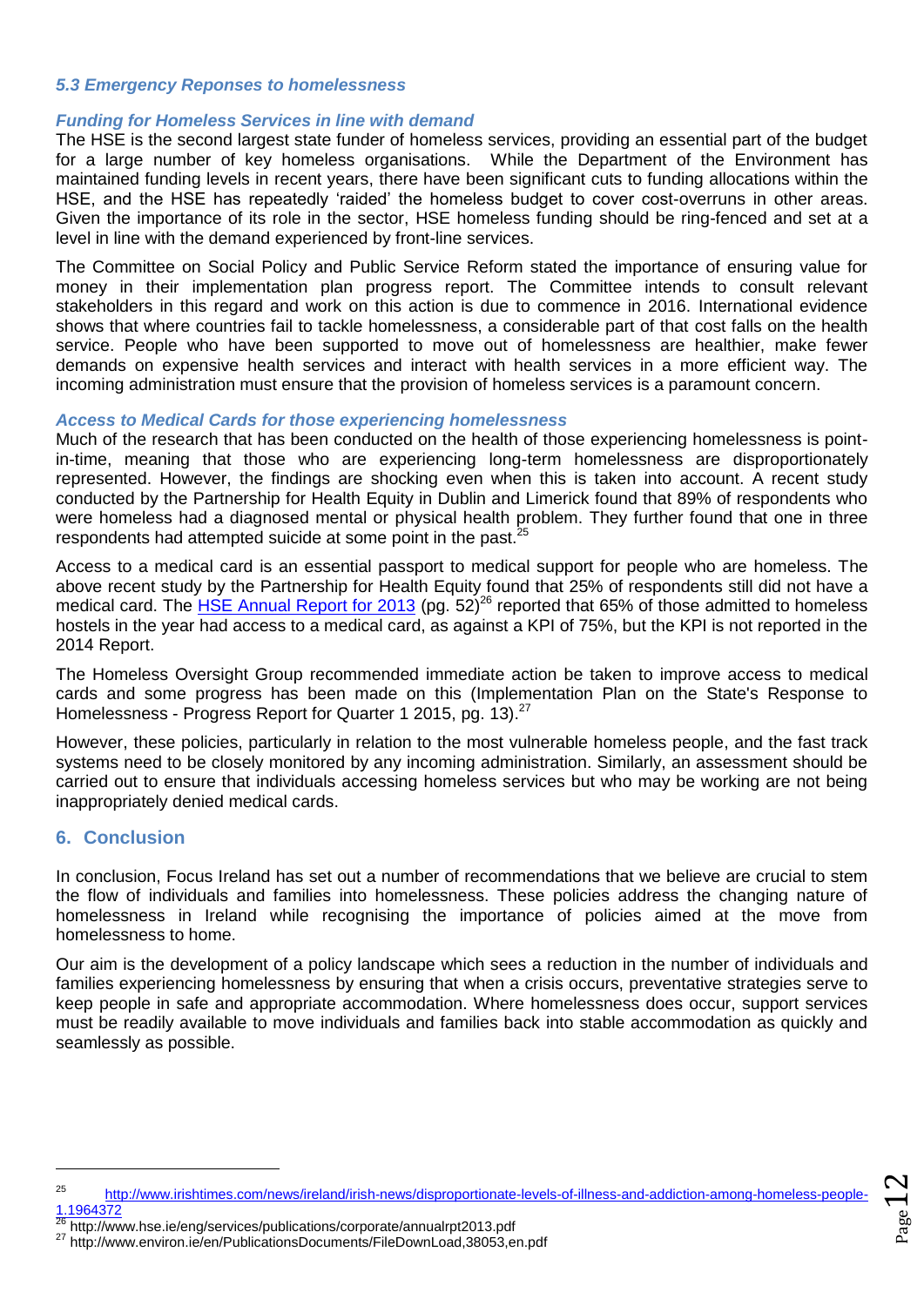### *5.3 Emergency Reponses to homelessness*

***Funding for Homeless Services in line with demand***

The HSE is the second largest state funder of homeless services, providing an essential part of the budget for a large number of key homeless organisations. While the Department of the Environment has maintained funding levels in recent years, there have been significant cuts to funding allocations within the HSE, and the HSE has repeatedly 'raided' the homeless budget to cover cost-overruns in other areas. Given the importance of its role in the sector, HSE homeless funding should be ring-fenced and set at a level in line with the demand experienced by front-line services.

The Committee on Social Policy and Public Service Reform stated the importance of ensuring value for money in their implementation plan progress report. The Committee intends to consult relevant stakeholders in this regard and work on this action is due to commence in 2016. International evidence shows that where countries fail to tackle homelessness, a considerable part of that cost falls on the health service. People who have been supported to move out of homelessness are healthier, make fewer demands on expensive health services and interact with health services in a more efficient way. The incoming administration must ensure that the provision of homeless services is a paramount concern.

***Access to Medical Cards for those experiencing homelessness***

Much of the research that has been conducted on the health of those experiencing homelessness is point-in-time, meaning that those who are experiencing long-term homelessness are disproportionately represented. However, the findings are shocking even when this is taken into account. A recent study conducted by the Partnership for Health Equity in Dublin and Limerick found that 89% of respondents who were homeless had a diagnosed mental or physical health problem. They further found that one in three respondents had attempted suicide at some point in the past.[25]

Access to a medical card is an essential passport to medical support for people who are homeless. The above recent study by the Partnership for Health Equity found that 25% of respondents still did not have a medical card. The HSE Annual Report for 2013 (pg. 52)[26] reported that 65% of those admitted to homeless hostels in the year had access to a medical card, as against a KPI of 75%, but the KPI is not reported in the 2014 Report.

The Homeless Oversight Group recommended immediate action be taken to improve access to medical cards and some progress has been made on this (Implementation Plan on the State's Response to Homelessness - Progress Report for Quarter 1 2015, pg. 13).[27]

However, these policies, particularly in relation to the most vulnerable homeless people, and the fast track systems need to be closely monitored by any incoming administration. Similarly, an assessment should be carried out to ensure that individuals accessing homeless services but who may be working are not being inappropriately denied medical cards.

## 6. Conclusion

In conclusion, Focus Ireland has set out a number of recommendations that we believe are crucial to stem the flow of individuals and families into homelessness. These policies address the changing nature of homelessness in Ireland while recognising the importance of policies aimed at the move from homelessness to home.

Our aim is the development of a policy landscape which sees a reduction in the number of individuals and families experiencing homelessness by ensuring that when a crisis occurs, preventative strategies serve to keep people in safe and appropriate accommodation. Where homelessness does occur, support services must be readily available to move individuals and families back into stable accommodation as quickly and seamlessly as possible.

---

[25] http://www.irishtimes.com/news/ireland/irish-news/disproportionate-levels-of-illness-and-addiction-among-homeless-people-1.1964372

[26] http://www.hse.ie/eng/services/publications/corporate/annualrpt2013.pdf

[27] http://www.environ.ie/en/PublicationsDocuments/FileDownLoad,38053,en.pdf